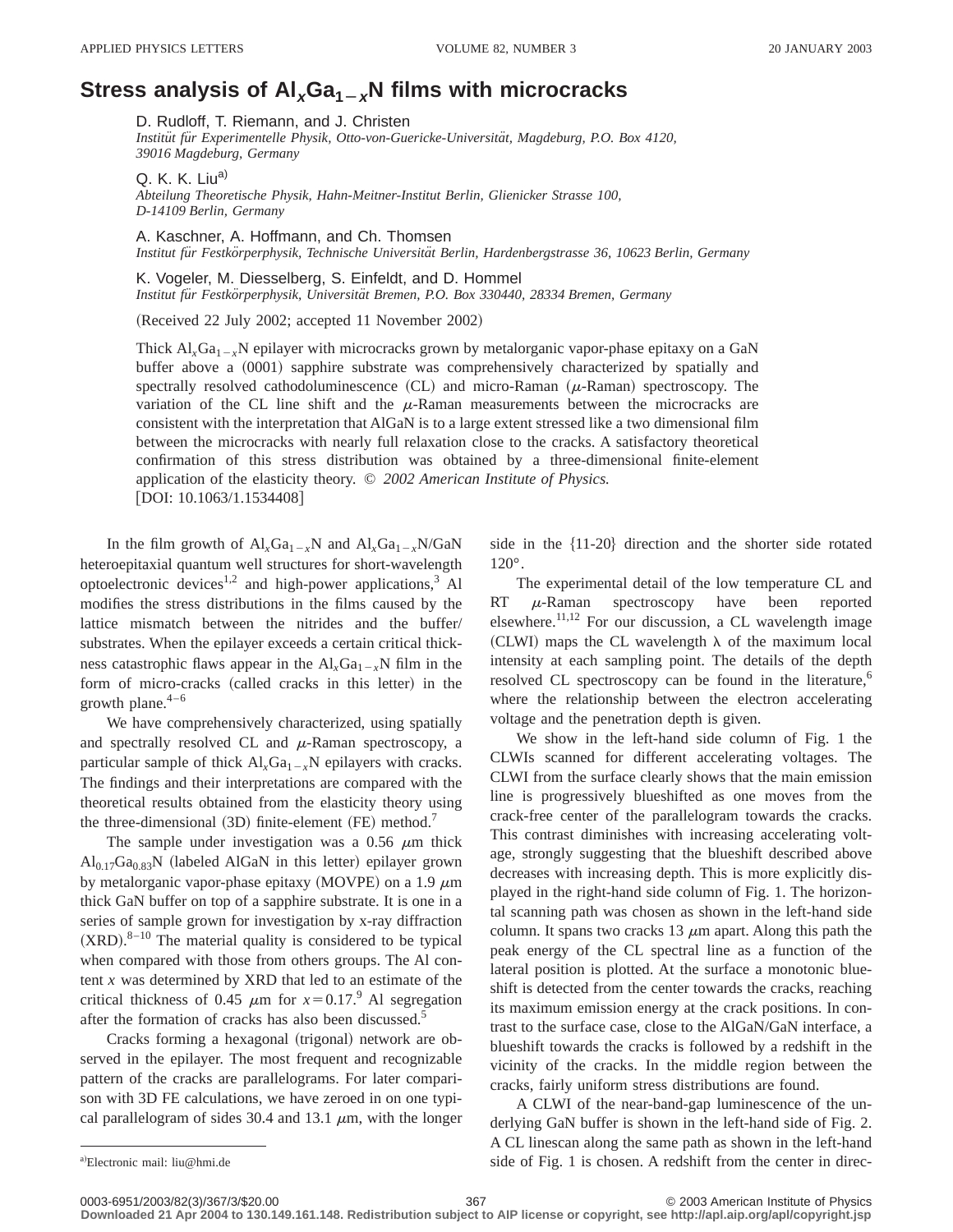# Stress analysis of $Al_xGa_{1-x}N$ films with microcracks

D. Rudloff, T. Riemann, and J. Christen

*Institüt für Experimentelle Physik, Otto-von-Guericke-Universität, Magdeburg, P.O. Box 4120, 39016 Magdeburg, Germany*

Q. K. K. Liu[a]

*Abteilung Theoretische Physik, Hahn-Meitner-Institut Berlin, Glienicker Strasse 100, D-14109 Berlin, Germany*

A. Kaschner, A. Hoffmann, and Ch. Thomsen

*Institut für Festkörperphysik, Technische Universität Berlin, Hardenbergstrasse 36, 10623 Berlin, Germany*

K. Vogeler, M. Diesselberg, S. Einfeldt, and D. Hommel

*Institut für Festkörperphysik, Universität Bremen, P.O. Box 330440, 28334 Bremen, Germany*

(Received 22 July 2002; accepted 11 November 2002)

Thick $Al_xGa_{1-x}N$ epilayer with microcracks grown by metalorganic vapor-phase epitaxy on a GaN buffer above a (0001) sapphire substrate was comprehensively characterized by spatially and spectrally resolved cathodoluminescence (CL) and micro-Raman ($\mu$-Raman) spectroscopy. The variation of the CL line shift and the $\mu$-Raman measurements between the microcracks are consistent with the interpretation that AlGaN is to a large extent stressed like a two dimensional film between the microcracks with nearly full relaxation close to the cracks. A satisfactory theoretical confirmation of this stress distribution was obtained by a three-dimensional finite-element application of the elasticity theory. © *2002 American Institute of Physics.* [DOI: 10.1063/1.1534408]

In the film growth of $Al_xGa_{1-x}N$ and $Al_xGa_{1-x}N$/GaN heteroepitaxial quantum well structures for short-wavelength optoelectronic devices[1,2] and high-power applications,[3] Al modifies the stress distributions in the films caused by the lattice mismatch between the nitrides and the buffer/substrates. When the epilayer exceeds a certain critical thickness catastrophic flaws appear in the $Al_xGa_{1-x}N$ film in the form of micro-cracks (called cracks in this letter) in the growth plane.[4–6]

We have comprehensively characterized, using spatially and spectrally resolved CL and $\mu$-Raman spectroscopy, a particular sample of thick $Al_xGa_{1-x}N$ epilayers with cracks. The findings and their interpretations are compared with the theoretical results obtained from the elasticity theory using the three-dimensional (3D) finite-element (FE) method.[7]

The sample under investigation was a 0.56 $\mu$m thick $Al_{0.17}Ga_{0.83}N$ (labeled AlGaN in this letter) epilayer grown by metalorganic vapor-phase epitaxy (MOVPE) on a 1.9 $\mu$m thick GaN buffer on top of a sapphire substrate. It is one in a series of sample grown for investigation by x-ray diffraction (XRD).[8–10] The material quality is considered to be typical when compared with those from others groups. The Al content $x$ was determined by XRD that led to an estimate of the critical thickness of 0.45 $\mu$m for $x=0.17$.[9] Al segregation after the formation of cracks has also been discussed.[5]

Cracks forming a hexagonal (trigonal) network are observed in the epilayer. The most frequent and recognizable pattern of the cracks are parallelograms. For later comparison with 3D FE calculations, we have zeroed in on one typical parallelogram of sides 30.4 and 13.1 $\mu$m, with the longer side in the {11-20} direction and the shorter side rotated 120°.

The experimental detail of the low temperature CL and RT $\mu$-Raman spectroscopy have been reported elsewhere.[11,12] For our discussion, a CL wavelength image (CLWI) maps the CL wavelength $\lambda$ of the maximum local intensity at each sampling point. The details of the depth resolved CL spectroscopy can be found in the literature,[6] where the relationship between the electron accelerating voltage and the penetration depth is given.

We show in the left-hand side column of Fig. 1 the CLWIs scanned for different accelerating voltages. The CLWI from the surface clearly shows that the main emission line is progressively blueshifted as one moves from the crack-free center of the parallelogram towards the cracks. This contrast diminishes with increasing accelerating voltage, strongly suggesting that the blueshift described above decreases with increasing depth. This is more explicitly displayed in the right-hand side column of Fig. 1. The horizontal scanning path was chosen as shown in the left-hand side column. It spans two cracks 13 $\mu$m apart. Along this path the peak energy of the CL spectral line as a function of the lateral position is plotted. At the surface a monotonic blueshift is detected from the center towards the cracks, reaching its maximum emission energy at the crack positions. In contrast to the surface case, close to the AlGaN/GaN interface, a blueshift towards the cracks is followed by a redshift in the vicinity of the cracks. In the middle region between the cracks, fairly uniform stress distributions are found.

A CLWI of the near-band-gap luminescence of the underlying GaN buffer is shown in the left-hand side of Fig. 2. A CL linescan along the same path as shown in the left-hand side of Fig. 1 is chosen. A redshift from the center in direc-

[a]Electronic mail: liu@hmi.de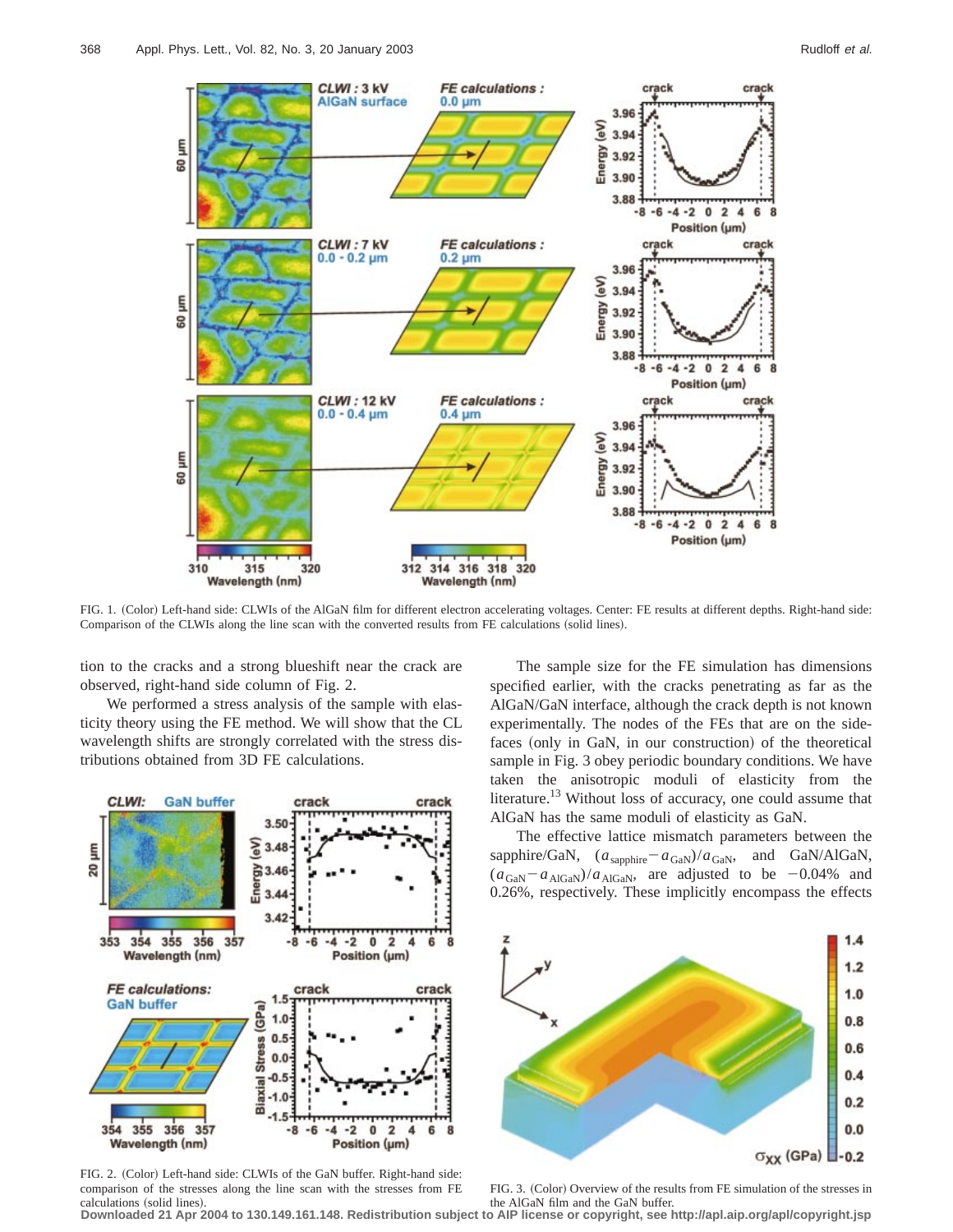FIG. 1. (Color) Left-hand side: CLWIs of the AlGaN film for different electron accelerating voltages. Center: FE results at different depths. Right-hand side: Comparison of the CLWIs along the line scan with the converted results from FE calculations (solid lines).

tion to the cracks and a strong blueshift near the crack are observed, right-hand side column of Fig. 2.

We performed a stress analysis of the sample with elasticity theory using the FE method. We will show that the CL wavelength shifts are strongly correlated with the stress distributions obtained from 3D FE calculations.

FIG. 2. (Color) Left-hand side: CLWIs of the GaN buffer. Right-hand side: comparison of the stresses along the line scan with the stresses from FE calculations (solid lines).

The sample size for the FE simulation has dimensions specified earlier, with the cracks penetrating as far as the AlGaN/GaN interface, although the crack depth is not known experimentally. The nodes of the FEs that are on the sidefaces (only in GaN, in our construction) of the theoretical sample in Fig. 3 obey periodic boundary conditions. We have taken the anisotropic moduli of elasticity from the literature.[13] Without loss of accuracy, one could assume that AlGaN has the same moduli of elasticity as GaN.

The effective lattice mismatch parameters between the sapphire/GaN, $(a_{\mathrm{sapphire}}-a_{\mathrm{GaN}})/a_{\mathrm{GaN}}$, and GaN/AlGaN, $(a_{\mathrm{GaN}}-a_{\mathrm{AlGaN}})/a_{\mathrm{AlGaN}}$, are adjusted to be $-0.04\%$ and $0.26\%$, respectively. These implicitly encompass the effects

FIG. 3. (Color) Overview of the results from FE simulation of the stresses in the AlGaN film and the GaN buffer.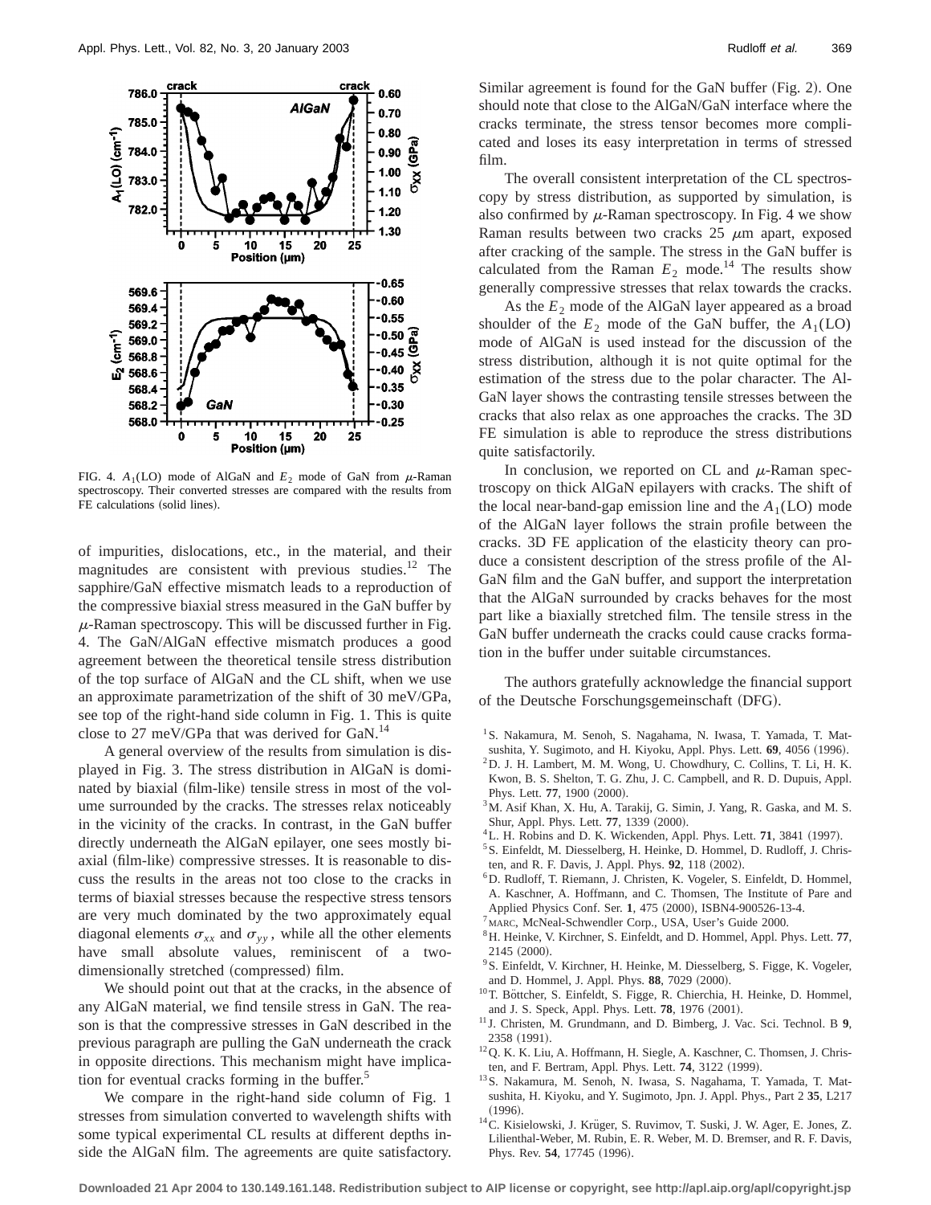crack crack
786.0
785.0
784.0
783.0
782.0
$A_1$(LO) ($cm^{-1}$)
AlGaN
0.60
0.70
0.80
0.90
1.00
1.10
1.20
1.30
$\sigma_{XX}$ (GPa)
0 5 10 15 20 25
Position (μm)

569.6
569.4
569.2
569.0
568.8
568.6
568.4
568.2
568.0
$E_2$ ($cm^{-1}$)
GaN
-0.65
-0.60
-0.55
-0.50
-0.45
-0.40
-0.35
-0.30
-0.25
$\sigma_{XX}$ (GPa)
0 5 10 15 20 25
Position (μm)

FIG. 4. $A_1$(LO) mode of AlGaN and $E_2$ mode of GaN from $\mu$-Raman spectroscopy. Their converted stresses are compared with the results from FE calculations (solid lines).

of impurities, dislocations, etc., in the material, and their magnitudes are consistent with previous studies.[12] The sapphire/GaN effective mismatch leads to a reproduction of the compressive biaxial stress measured in the GaN buffer by $\mu$-Raman spectroscopy. This will be discussed further in Fig. 4. The GaN/AlGaN effective mismatch produces a good agreement between the theoretical tensile stress distribution of the top surface of AlGaN and the CL shift, when we use an approximate parametrization of the shift of 30 meV/GPa, see top of the right-hand side column in Fig. 1. This is quite close to 27 meV/GPa that was derived for GaN.[14]

A general overview of the results from simulation is displayed in Fig. 3. The stress distribution in AlGaN is dominated by biaxial (film-like) tensile stress in most of the volume surrounded by the cracks. The stresses relax noticeably in the vicinity of the cracks. In contrast, in the GaN buffer directly underneath the AlGaN epilayer, one sees mostly biaxial (film-like) compressive stresses. It is reasonable to discuss the results in the areas not too close to the cracks in terms of biaxial stresses because the respective stress tensors are very much dominated by the two approximately equal diagonal elements $\sigma_{xx}$ and $\sigma_{yy}$, while all the other elements have small absolute values, reminiscent of a two-dimensionally stretched (compressed) film.

We should point out that at the cracks, in the absence of any AlGaN material, we find tensile stress in GaN. The reason is that the compressive stresses in GaN described in the previous paragraph are pulling the GaN underneath the crack in opposite directions. This mechanism might have implication for eventual cracks forming in the buffer.[5]

We compare in the right-hand side column of Fig. 1 stresses from simulation converted to wavelength shifts with some typical experimental CL results at different depths inside the AlGaN film. The agreements are quite satisfactory. Similar agreement is found for the GaN buffer (Fig. 2). One should note that close to the AlGaN/GaN interface where the cracks terminate, the stress tensor becomes more complicated and loses its easy interpretation in terms of stressed film.

The overall consistent interpretation of the CL spectroscopy by stress distribution, as supported by simulation, is also confirmed by $\mu$-Raman spectroscopy. In Fig. 4 we show Raman results between two cracks 25 $\mu$m apart, exposed after cracking of the sample. The stress in the GaN buffer is calculated from the Raman $E_2$ mode.[14] The results show generally compressive stresses that relax towards the cracks.

As the $E_2$ mode of the AlGaN layer appeared as a broad shoulder of the $E_2$ mode of the GaN buffer, the $A_1$(LO) mode of AlGaN is used instead for the discussion of the stress distribution, although it is not quite optimal for the estimation of the stress due to the polar character. The AlGaN layer shows the contrasting tensile stresses between the cracks that also relax as one approaches the cracks. The 3D FE simulation is able to reproduce the stress distributions quite satisfactorily.

In conclusion, we reported on CL and $\mu$-Raman spectroscopy on thick AlGaN epilayers with cracks. The shift of the local near-band-gap emission line and the $A_1$(LO) mode of the AlGaN layer follows the strain profile between the cracks. 3D FE application of the elasticity theory can produce a consistent description of the stress profile of the AlGaN film and the GaN buffer, and support the interpretation that the AlGaN surrounded by cracks behaves for the most part like a biaxially stretched film. The tensile stress in the GaN buffer underneath the cracks could cause cracks formation in the buffer under suitable circumstances.

The authors gratefully acknowledge the financial support of the Deutsche Forschungsgemeinschaft (DFG).

[1] S. Nakamura, M. Senoh, S. Nagahama, N. Iwasa, T. Yamada, T. Matsushita, Y. Sugimoto, and H. Kiyoku, Appl. Phys. Lett. **69**, 4056 (1996).
[2] D. J. H. Lambert, M. M. Wong, U. Chowdhury, C. Collins, T. Li, H. K. Kwon, B. S. Shelton, T. G. Zhu, J. C. Campbell, and R. D. Dupuis, Appl. Phys. Lett. **77**, 1900 (2000).
[3] M. Asif Khan, X. Hu, A. Tarakij, G. Simin, J. Yang, R. Gaska, and M. S. Shur, Appl. Phys. Lett. **77**, 1339 (2000).
[4] L. H. Robins and D. K. Wickenden, Appl. Phys. Lett. **71**, 3841 (1997).
[5] S. Einfeldt, M. Diesselberg, H. Heinke, D. Hommel, D. Rudloff, J. Christen, and R. F. Davis, J. Appl. Phys. **92**, 118 (2002).
[6] D. Rudloff, T. Riemann, J. Christen, K. Vogeler, S. Einfeldt, D. Hommel, A. Kaschner, A. Hoffmann, and C. Thomsen, The Institute of Pare and Applied Physics Conf. Ser. **1**, 475 (2000), ISBN4-900526-13-4.
[7] MARC, McNeal-Schwendler Corp., USA, User's Guide 2000.
[8] H. Heinke, V. Kirchner, S. Einfeldt, and D. Hommel, Appl. Phys. Lett. **77**, 2145 (2000).
[9] S. Einfeldt, V. Kirchner, H. Heinke, M. Diesselberg, S. Figge, K. Vogeler, and D. Hommel, J. Appl. Phys. **88**, 7029 (2000).
[10] T. Böttcher, S. Einfeldt, S. Figge, R. Chierchia, H. Heinke, D. Hommel, and J. S. Speck, Appl. Phys. Lett. **78**, 1976 (2001).
[11] J. Christen, M. Grundmann, and D. Bimberg, J. Vac. Sci. Technol. B **9**, 2358 (1991).
[12] Q. K. K. Liu, A. Hoffmann, H. Siegle, A. Kaschner, C. Thomsen, J. Christen, and F. Bertram, Appl. Phys. Lett. **74**, 3122 (1999).
[13] S. Nakamura, M. Senoh, S. Nagahama, N. Iwasa, T. Yamada, T. Matsushita, H. Kiyoku, and Y. Sugimoto, Jpn. J. Appl. Phys., Part 2 **35**, L217 (1996).
[14] C. Kisielowski, J. Krüger, S. Ruvimov, T. Suski, J. W. Ager, E. Jones, Z. Lilienthal-Weber, M. Rubin, E. R. Weber, M. D. Bremser, and R. F. Davis, Phys. Rev. **54**, 17745 (1996).